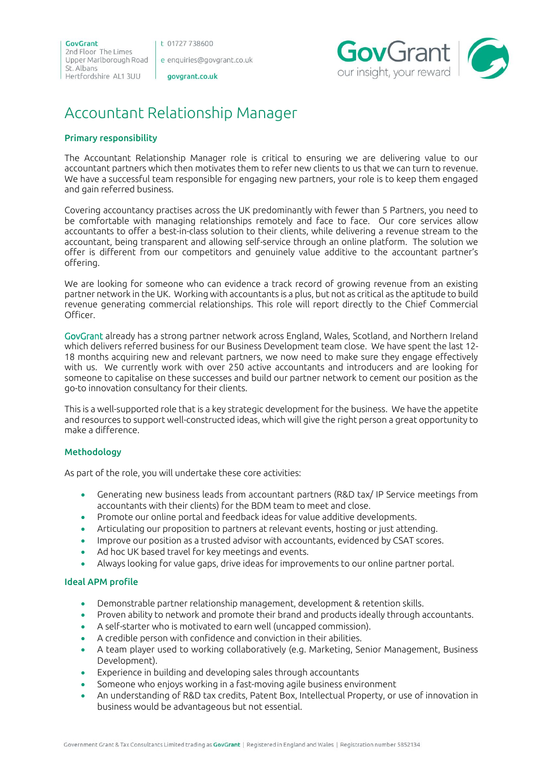GovGrant
2nd Floor The Limes
Upper Marlborough Road
St. Albans
Hertfordshire AL1 3UU

t 01727 738600

e enquiries@govgrant.co.uk

govgrant.co.uk

GovGrant
our insight, your reward

# Accountant Relationship Manager

## Primary responsibility

The Accountant Relationship Manager role is critical to ensuring we are delivering value to our accountant partners which then motivates them to refer new clients to us that we can turn to revenue. We have a successful team responsible for engaging new partners, your role is to keep them engaged and gain referred business.

Covering accountancy practises across the UK predominantly with fewer than 5 Partners, you need to be comfortable with managing relationships remotely and face to face. Our core services allow accountants to offer a best-in-class solution to their clients, while delivering a revenue stream to the accountant, being transparent and allowing self-service through an online platform. The solution we offer is different from our competitors and genuinely value additive to the accountant partner's offering.

We are looking for someone who can evidence a track record of growing revenue from an existing partner network in the UK. Working with accountants is a plus, but not as critical as the aptitude to build revenue generating commercial relationships. This role will report directly to the Chief Commercial Officer.

GovGrant already has a strong partner network across England, Wales, Scotland, and Northern Ireland which delivers referred business for our Business Development team close. We have spent the last 12-18 months acquiring new and relevant partners, we now need to make sure they engage effectively with us. We currently work with over 250 active accountants and introducers and are looking for someone to capitalise on these successes and build our partner network to cement our position as the go-to innovation consultancy for their clients.

This is a well-supported role that is a key strategic development for the business. We have the appetite and resources to support well-constructed ideas, which will give the right person a great opportunity to make a difference.

## Methodology

As part of the role, you will undertake these core activities:

- Generating new business leads from accountant partners (R&D tax/ IP Service meetings from accountants with their clients) for the BDM team to meet and close.
- Promote our online portal and feedback ideas for value additive developments.
- Articulating our proposition to partners at relevant events, hosting or just attending.
- Improve our position as a trusted advisor with accountants, evidenced by CSAT scores.
- Ad hoc UK based travel for key meetings and events.
- Always looking for value gaps, drive ideas for improvements to our online partner portal.

## Ideal APM profile

- Demonstrable partner relationship management, development & retention skills.
- Proven ability to network and promote their brand and products ideally through accountants.
- A self-starter who is motivated to earn well (uncapped commission).
- A credible person with confidence and conviction in their abilities.
- A team player used to working collaboratively (e.g. Marketing, Senior Management, Business Development).
- Experience in building and developing sales through accountants
- Someone who enjoys working in a fast-moving agile business environment
- An understanding of R&D tax credits, Patent Box, Intellectual Property, or use of innovation in business would be advantageous but not essential.

Government Grant & Tax Consultants Limited trading as GovGrant | Registered in England and Wales | Registration number 5852134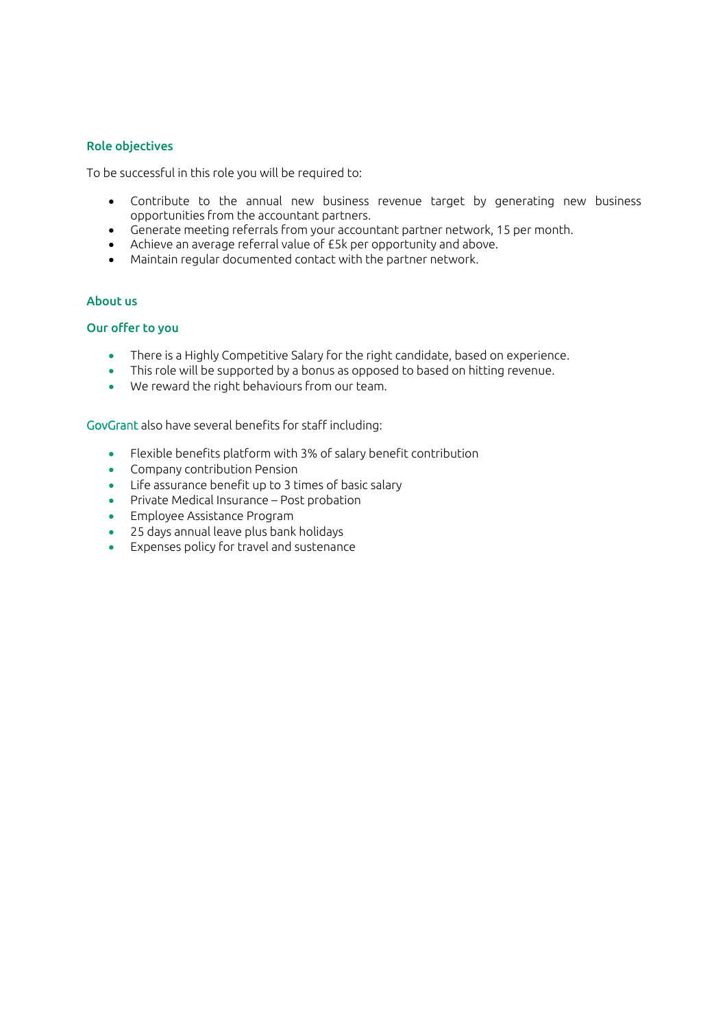## Role objectives

To be successful in this role you will be required to:

- Contribute to the annual new business revenue target by generating new business opportunities from the accountant partners.
- Generate meeting referrals from your accountant partner network, 15 per month.
- Achieve an average referral value of £5k per opportunity and above.
- Maintain regular documented contact with the partner network.

## About us

## Our offer to you

- There is a Highly Competitive Salary for the right candidate, based on experience.
- This role will be supported by a bonus as opposed to based on hitting revenue.
- We reward the right behaviours from our team.

GovGrant also have several benefits for staff including:

- Flexible benefits platform with 3% of salary benefit contribution
- Company contribution Pension
- Life assurance benefit up to 3 times of basic salary
- Private Medical Insurance – Post probation
- Employee Assistance Program
- 25 days annual leave plus bank holidays
- Expenses policy for travel and sustenance